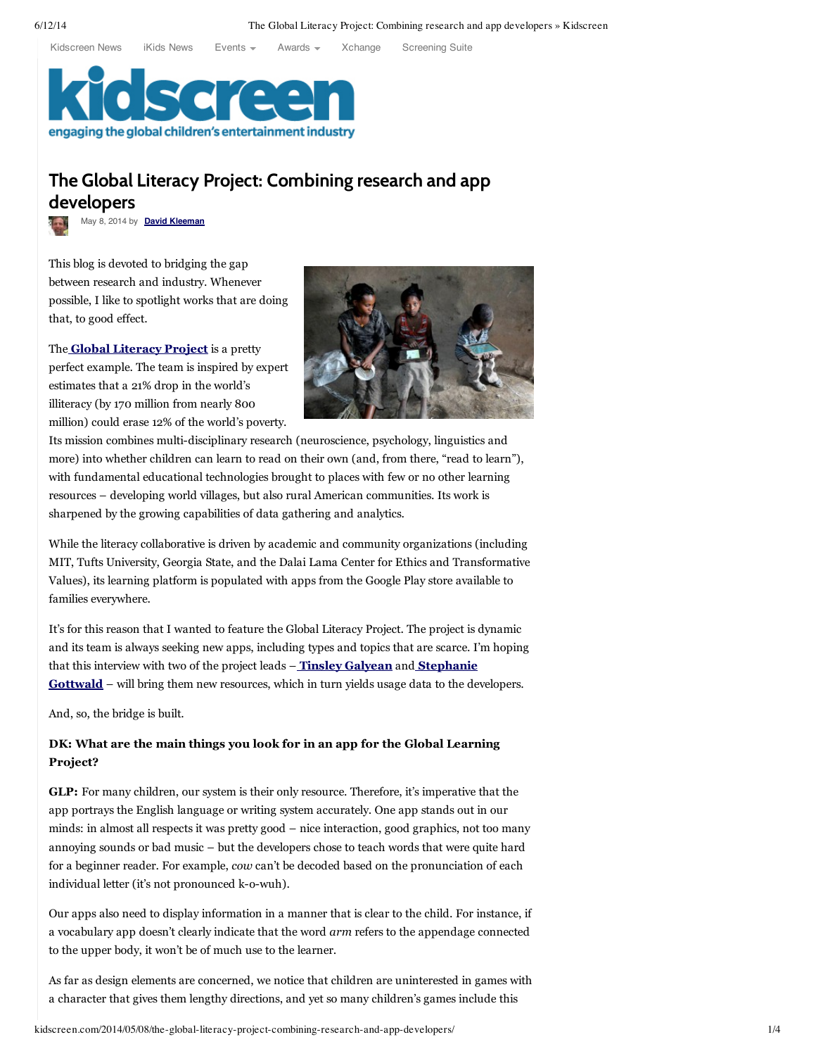Kidscreen News iKids News Events Awards Xchange Screening Suite

**kidscreen**
engaging the global children's entertainment industry

# The Global Literacy Project: Combining research and app developers

May 8, 2014 by **David Kleeman**

This blog is devoted to bridging the gap between research and industry. Whenever possible, I like to spotlight works that are doing that, to good effect.

The **Global Literacy Project** is a pretty perfect example. The team is inspired by expert estimates that a 21% drop in the world's illiteracy (by 170 million from nearly 800 million) could erase 12% of the world's poverty. Its mission combines multi-disciplinary research (neuroscience, psychology, linguistics and more) into whether children can learn to read on their own (and, from there, "read to learn"), with fundamental educational technologies brought to places with few or no other learning resources – developing world villages, but also rural American communities. Its work is sharpened by the growing capabilities of data gathering and analytics.

While the literacy collaborative is driven by academic and community organizations (including MIT, Tufts University, Georgia State, and the Dalai Lama Center for Ethics and Transformative Values), its learning platform is populated with apps from the Google Play store available to families everywhere.

It's for this reason that I wanted to feature the Global Literacy Project. The project is dynamic and its team is always seeking new apps, including types and topics that are scarce. I'm hoping that this interview with two of the project leads – **Tinsley Galyean** and **Stephanie Gottwald** – will bring them new resources, which in turn yields usage data to the developers.

And, so, the bridge is built.

**DK: What are the main things you look for in an app for the Global Learning Project?**

**GLP:** For many children, our system is their only resource. Therefore, it's imperative that the app portrays the English language or writing system accurately. One app stands out in our minds: in almost all respects it was pretty good – nice interaction, good graphics, not too many annoying sounds or bad music – but the developers chose to teach words that were quite hard for a beginner reader. For example, *cow* can't be decoded based on the pronunciation of each individual letter (it's not pronounced k-o-wuh).

Our apps also need to display information in a manner that is clear to the child. For instance, if a vocabulary app doesn't clearly indicate that the word *arm* refers to the appendage connected to the upper body, it won't be of much use to the learner.

As far as design elements are concerned, we notice that children are uninterested in games with a character that gives them lengthy directions, and yet so many children's games include this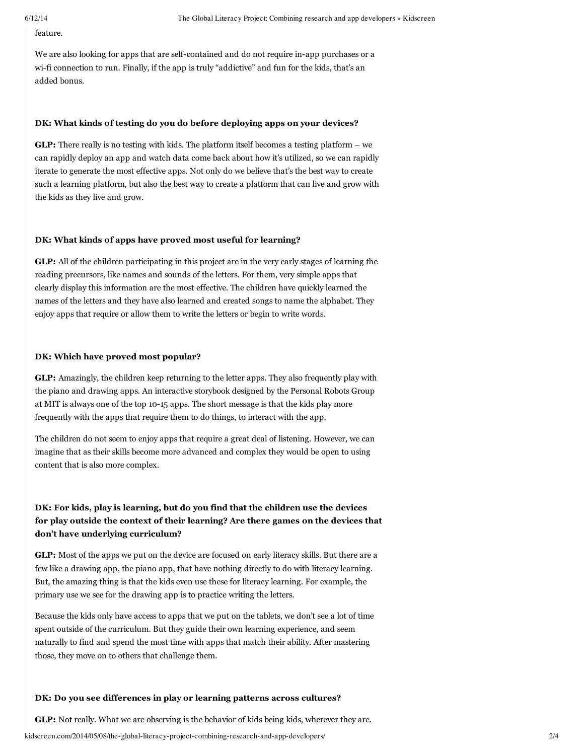feature.

We are also looking for apps that are self-contained and do not require in-app purchases or a wi-fi connection to run. Finally, if the app is truly "addictive" and fun for the kids, that's an added bonus.

**DK: What kinds of testing do you do before deploying apps on your devices?**

**GLP:** There really is no testing with kids. The platform itself becomes a testing platform – we can rapidly deploy an app and watch data come back about how it's utilized, so we can rapidly iterate to generate the most effective apps. Not only do we believe that's the best way to create such a learning platform, but also the best way to create a platform that can live and grow with the kids as they live and grow.

**DK: What kinds of apps have proved most useful for learning?**

**GLP:** All of the children participating in this project are in the very early stages of learning the reading precursors, like names and sounds of the letters. For them, very simple apps that clearly display this information are the most effective. The children have quickly learned the names of the letters and they have also learned and created songs to name the alphabet. They enjoy apps that require or allow them to write the letters or begin to write words.

**DK: Which have proved most popular?**

**GLP:** Amazingly, the children keep returning to the letter apps. They also frequently play with the piano and drawing apps. An interactive storybook designed by the Personal Robots Group at MIT is always one of the top 10-15 apps. The short message is that the kids play more frequently with the apps that require them to do things, to interact with the app.

The children do not seem to enjoy apps that require a great deal of listening. However, we can imagine that as their skills become more advanced and complex they would be open to using content that is also more complex.

**DK: For kids, play is learning, but do you find that the children use the devices for play outside the context of their learning? Are there games on the devices that don't have underlying curriculum?**

**GLP:** Most of the apps we put on the device are focused on early literacy skills. But there are a few like a drawing app, the piano app, that have nothing directly to do with literacy learning. But, the amazing thing is that the kids even use these for literacy learning. For example, the primary use we see for the drawing app is to practice writing the letters.

Because the kids only have access to apps that we put on the tablets, we don't see a lot of time spent outside of the curriculum. But they guide their own learning experience, and seem naturally to find and spend the most time with apps that match their ability. After mastering those, they move on to others that challenge them.

**DK: Do you see differences in play or learning patterns across cultures?**

**GLP:** Not really. What we are observing is the behavior of kids being kids, wherever they are.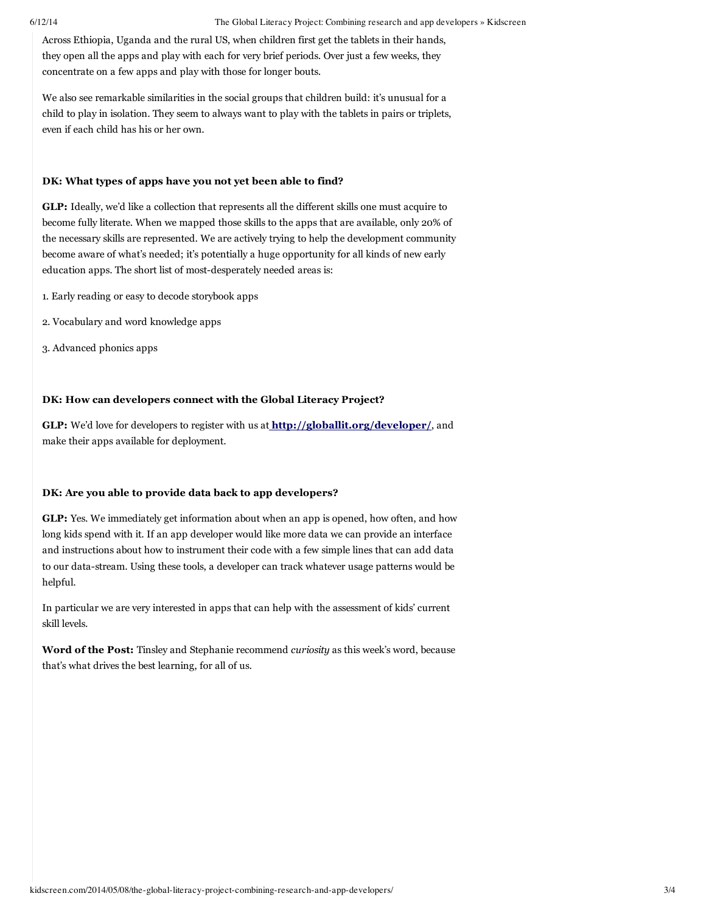Across Ethiopia, Uganda and the rural US, when children first get the tablets in their hands, they open all the apps and play with each for very brief periods. Over just a few weeks, they concentrate on a few apps and play with those for longer bouts.

We also see remarkable similarities in the social groups that children build: it's unusual for a child to play in isolation. They seem to always want to play with the tablets in pairs or triplets, even if each child has his or her own.

**DK: What types of apps have you not yet been able to find?**

**GLP:** Ideally, we'd like a collection that represents all the different skills one must acquire to become fully literate. When we mapped those skills to the apps that are available, only 20% of the necessary skills are represented. We are actively trying to help the development community become aware of what's needed; it's potentially a huge opportunity for all kinds of new early education apps. The short list of most-desperately needed areas is:

1. Early reading or easy to decode storybook apps

2. Vocabulary and word knowledge apps

3. Advanced phonics apps

**DK: How can developers connect with the Global Literacy Project?**

**GLP:** We'd love for developers to register with us at **http://globallit.org/developer/**, and make their apps available for deployment.

**DK: Are you able to provide data back to app developers?**

**GLP:** Yes. We immediately get information about when an app is opened, how often, and how long kids spend with it. If an app developer would like more data we can provide an interface and instructions about how to instrument their code with a few simple lines that can add data to our data-stream. Using these tools, a developer can track whatever usage patterns would be helpful.

In particular we are very interested in apps that can help with the assessment of kids' current skill levels.

**Word of the Post:** Tinsley and Stephanie recommend *curiosity* as this week's word, because that's what drives the best learning, for all of us.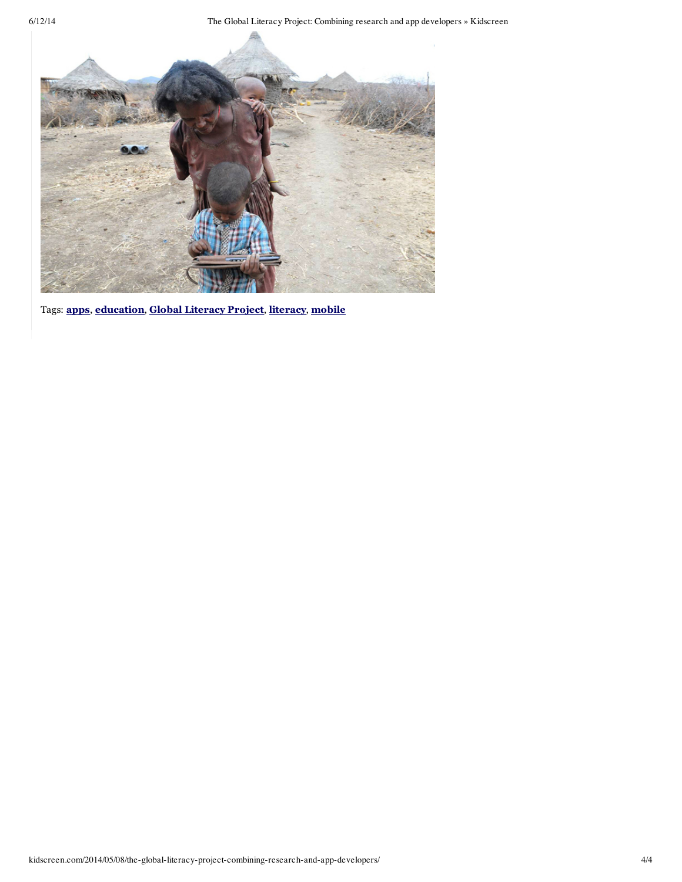Tags: **apps**, **education**, **Global Literacy Project**, **literacy**, **mobile**